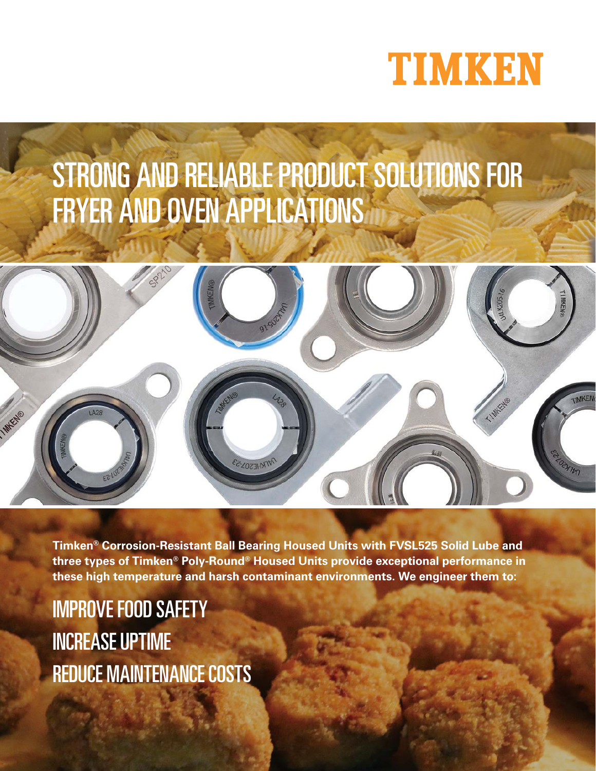TIMKEN

# STRONG AND RELIABLE PRODUCT SOLUTIONS FOR FRYER AND OVEN APPLICATIONS

**Timken® Corrosion-Resistant Ball Bearing Housed Units with FVSL525 Solid Lube and three types of Timken® Poly-Round® Housed Units provide exceptional performance in these high temperature and harsh contaminant environments. We engineer them to:**

## IMPROVE FOOD SAFETY
## INCREASE UPTIME
## REDUCE MAINTENANCE COSTS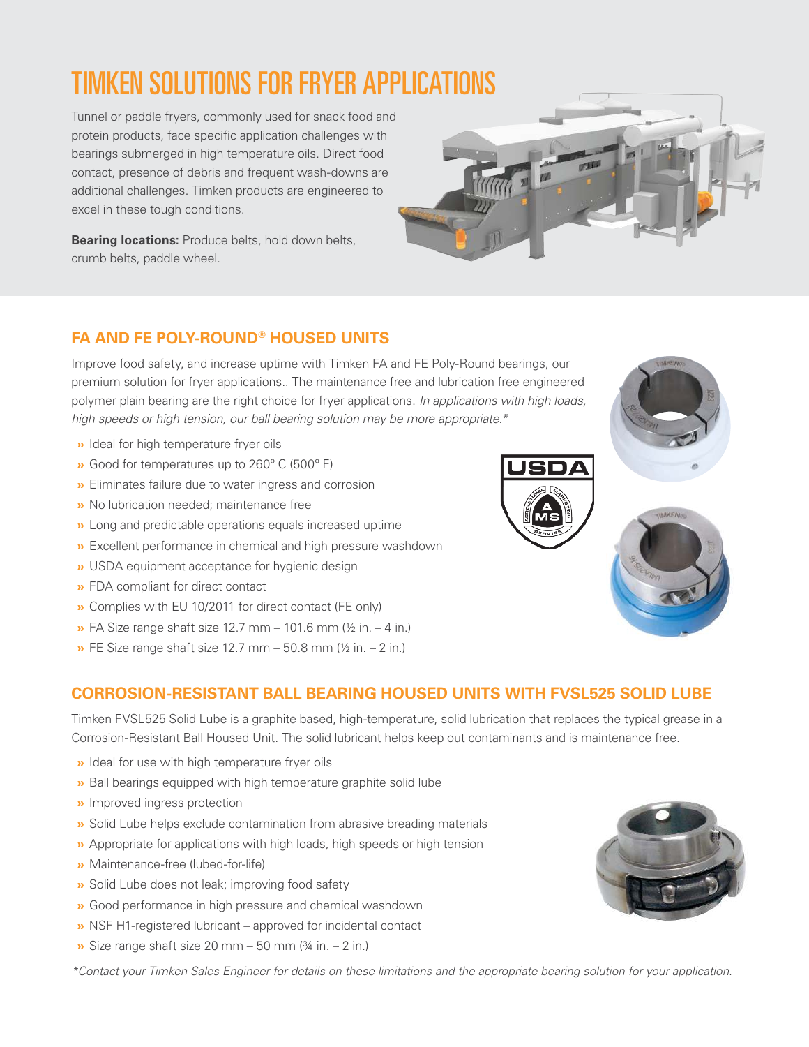# TIMKEN SOLUTIONS FOR FRYER APPLICATIONS

Tunnel or paddle fryers, commonly used for snack food and protein products, face specific application challenges with bearings submerged in high temperature oils. Direct food contact, presence of debris and frequent wash-downs are additional challenges. Timken products are engineered to excel in these tough conditions.

**Bearing locations:** Produce belts, hold down belts, crumb belts, paddle wheel.

## FA AND FE POLY-ROUND® HOUSED UNITS

Improve food safety, and increase uptime with Timken FA and FE Poly-Round bearings, our premium solution for fryer applications.. The maintenance free and lubrication free engineered polymer plain bearing are the right choice for fryer applications. *In applications with high loads, high speeds or high tension, our ball bearing solution may be more appropriate.**

- Ideal for high temperature fryer oils
- Good for temperatures up to 260° C (500° F)
- Eliminates failure due to water ingress and corrosion
- No lubrication needed; maintenance free
- Long and predictable operations equals increased uptime
- Excellent performance in chemical and high pressure washdown
- USDA equipment acceptance for hygienic design
- FDA compliant for direct contact
- Complies with EU 10/2011 for direct contact (FE only)
- FA Size range shaft size 12.7 mm – 101.6 mm (½ in. – 4 in.)
- FE Size range shaft size 12.7 mm – 50.8 mm (½ in. – 2 in.)

## CORROSION-RESISTANT BALL BEARING HOUSED UNITS WITH FVSL525 SOLID LUBE

Timken FVSL525 Solid Lube is a graphite based, high-temperature, solid lubrication that replaces the typical grease in a Corrosion-Resistant Ball Housed Unit. The solid lubricant helps keep out contaminants and is maintenance free.

- Ideal for use with high temperature fryer oils
- Ball bearings equipped with high temperature graphite solid lube
- Improved ingress protection
- Solid Lube helps exclude contamination from abrasive breading materials
- Appropriate for applications with high loads, high speeds or high tension
- Maintenance-free (lubed-for-life)
- Solid Lube does not leak; improving food safety
- Good performance in high pressure and chemical washdown
- NSF H1-registered lubricant – approved for incidental contact
- Size range shaft size 20 mm – 50 mm (¾ in. – 2 in.)

**Contact your Timken Sales Engineer for details on these limitations and the appropriate bearing solution for your application.*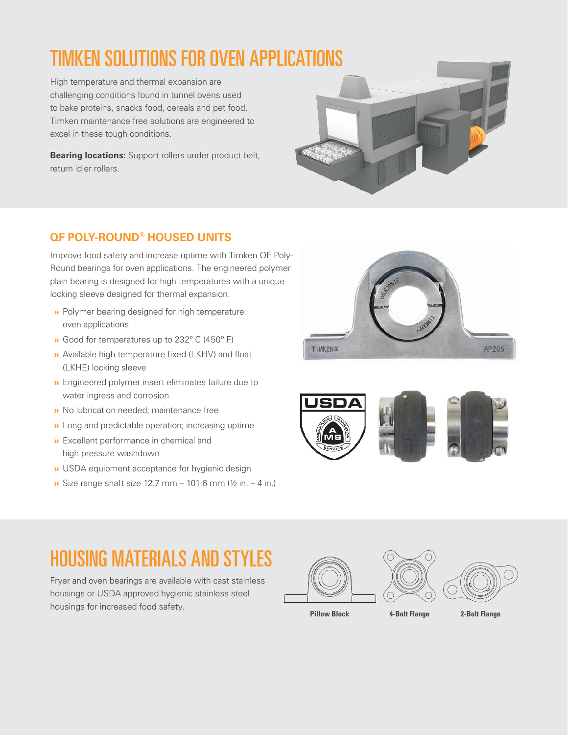# TIMKEN SOLUTIONS FOR OVEN APPLICATIONS

High temperature and thermal expansion are challenging conditions found in tunnel ovens used to bake proteins, snacks food, cereals and pet food. Timken maintenance free solutions are engineered to excel in these tough conditions.

**Bearing locations:** Support rollers under product belt, return idler rollers.

## QF POLY-ROUND® HOUSED UNITS

Improve food safety and increase uptime with Timken QF Poly-Round bearings for oven applications. The engineered polymer plain bearing is designed for high temperatures with a unique locking sleeve designed for thermal expansion.

- Polymer bearing designed for high temperature oven applications
- Good for temperatures up to 232° C (450° F)
- Available high temperature fixed (LKHV) and float (LKHE) locking sleeve
- Engineered polymer insert eliminates failure due to water ingress and corrosion
- No lubrication needed; maintenance free
- Long and predictable operation; increasing uptime
- Excellent performance in chemical and high pressure washdown
- USDA equipment acceptance for hygienic design
- Size range shaft size 12.7 mm – 101.6 mm (½ in. – 4 in.)

# HOUSING MATERIALS AND STYLES

Fryer and oven bearings are available with cast stainless housings or USDA approved hygienic stainless steel housings for increased food safety.

Pillow Block | 4-Bolt Flange | 2-Bolt Flange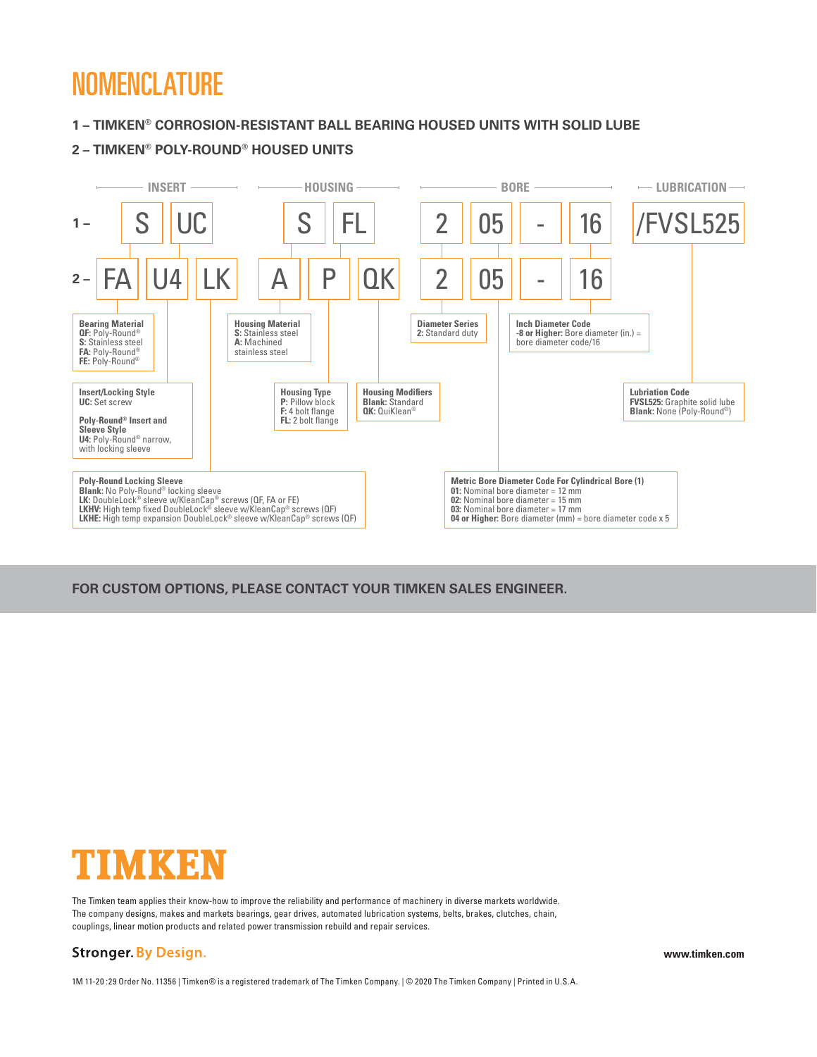# NOMENCLATURE

**1 – TIMKEN® CORROSION-RESISTANT BALL BEARING HOUSED UNITS WITH SOLID LUBE**

**2 – TIMKEN® POLY-ROUND® HOUSED UNITS**

| | INSERT | | | HOUSING | | | BORE | | | | LUBRICATION |
|---|---|---|---|---|---|---|---|---|---|---|---|
| 1 – | S | UC | | S | FL | | 2 | 05 | - | 16 | /FVSL525 |
| 2 – | FA | U4 | LK | A | P | QK | 2 | 05 | - | 16 | |

**Bearing Material**
**QF:** Poly-Round®
**S:** Stainless steel
**FA:** Poly-Round®
**FE:** Poly-Round®

**Housing Material**
**S:** Stainless steel
**A:** Machined stainless steel

**Diameter Series**
**2:** Standard duty

**Inch Diameter Code**
**-8 or Higher:** Bore diameter (in.) = bore diameter code/16

**Insert/Locking Style**
**UC:** Set screw

**Poly-Round® Insert and Sleeve Style**
**U4:** Poly-Round® narrow, with locking sleeve

**Housing Type**
**P:** Pillow block
**F:** 4 bolt flange
**FL:** 2 bolt flange

**Housing Modifiers**
**Blank:** Standard
**QK:** QuiKlean®

**Lubriation Code**
**FVSL525:** Graphite solid lube
**Blank:** None (Poly-Round®)

**Poly-Round Locking Sleeve**
**Blank:** No Poly-Round® locking sleeve
**LK:** DoubleLock® sleeve w/KleanCap® screws (QF, FA or FE)
**LKHV:** High temp fixed DoubleLock® sleeve w/KleanCap® screws (QF)
**LKHE:** High temp expansion DoubleLock® sleeve w/KleanCap® screws (QF)

**Metric Bore Diameter Code For Cylindrical Bore (1)**
**01:** Nominal bore diameter = 12 mm
**02:** Nominal bore diameter = 15 mm
**03:** Nominal bore diameter = 17 mm
**04 or Higher:** Bore diameter (mm) = bore diameter code x 5

**FOR CUSTOM OPTIONS, PLEASE CONTACT YOUR TIMKEN SALES ENGINEER.**

TIMKEN

The Timken team applies their know-how to improve the reliability and performance of machinery in diverse markets worldwide. The company designs, makes and markets bearings, gear drives, automated lubrication systems, belts, brakes, clutches, chain, couplings, linear motion products and related power transmission rebuild and repair services.

Stronger. By Design.

www.timken.com

1M 11-20 :29 Order No. 11356 | Timken® is a registered trademark of The Timken Company. | © 2020 The Timken Company | Printed in U.S.A.